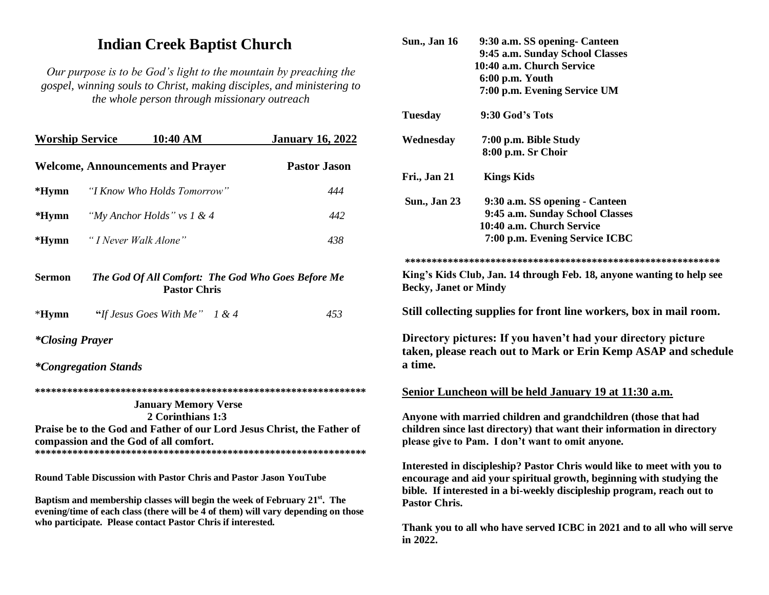# Indian Creek Baptist Church

*Our purpose is to be God's light to the mountain by preaching the gospel, winning souls to Christ, making disciples, and ministering to the whole person through missionary outreach*

**Worship Service 10:40 AM January 16, 2022**

**Welcome, Announcements and Prayer** **Pastor Jason**

| | | |
|---|---|---|
| **\*Hymn** | *"I Know Who Holds Tomorrow"* | *444* |
| **\*Hymn** | *"My Anchor Holds" vs 1 & 4* | *442* |
| **\*Hymn** | *" I Never Walk Alone"* | *438* |

**Sermon** ***The God Of All Comfort: The God Who Goes Before Me***
**Pastor Chris**

| | | |
|---|---|---|
| \***Hymn** | **"***If Jesus Goes With Me" 1 & 4* | *453* |

***\*Closing Prayer***

***\*Congregation Stands***

**\*\*\*\*\*\*\*\*\*\*\*\*\*\*\*\*\*\*\*\*\*\*\*\*\*\*\*\*\*\*\*\*\*\*\*\*\*\*\*\*\*\*\*\*\*\*\*\*\*\*\*\*\*\*\*\*\*\*\*\*\*\*\***

**January Memory Verse**
**2 Corinthians 1:3**

**Praise be to the God and Father of our Lord Jesus Christ, the Father of compassion and the God of all comfort.**

**\*\*\*\*\*\*\*\*\*\*\*\*\*\*\*\*\*\*\*\*\*\*\*\*\*\*\*\*\*\*\*\*\*\*\*\*\*\*\*\*\*\*\*\*\*\*\*\*\*\*\*\*\*\*\*\*\*\*\*\*\*\*\***

**Round Table Discussion with Pastor Chris and Pastor Jason YouTube**

**Baptism and membership classes will begin the week of February 21st. The evening/time of each class (there will be 4 of them) will vary depending on those who participate. Please contact Pastor Chris if interested.**

| | |
|---|---|
| **Sun., Jan 16** | **9:30 a.m. SS opening- Canteen**<br>**9:45 a.m. Sunday School Classes**<br>**10:40 a.m. Church Service**<br>**6:00 p.m. Youth**<br>**7:00 p.m. Evening Service UM** |
| **Tuesday** | **9:30 God's Tots** |
| **Wednesday** | **7:00 p.m. Bible Study**<br>**8:00 p.m. Sr Choir** |
| **Fri., Jan 21** | **Kings Kids** |
| **Sun., Jan 23** | **9:30 a.m. SS opening - Canteen**<br>**9:45 a.m. Sunday School Classes**<br>**10:40 a.m. Church Service**<br>**7:00 p.m. Evening Service ICBC** |

**\*\*\*\*\*\*\*\*\*\*\*\*\*\*\*\*\*\*\*\*\*\*\*\*\*\*\*\*\*\*\*\*\*\*\*\*\*\*\*\*\*\*\*\*\*\*\*\*\*\*\*\*\*\*\*\*\*\*\*\***

**King's Kids Club, Jan. 14 through Feb. 18, anyone wanting to help see Becky, Janet or Mindy**

**Still collecting supplies for front line workers, box in mail room.**

**Directory pictures: If you haven't had your directory picture taken, please reach out to Mark or Erin Kemp ASAP and schedule a time.**

**<u>Senior Luncheon will be held January 19 at 11:30 a.m.</u>**

**Anyone with married children and grandchildren (those that had children since last directory) that want their information in directory please give to Pam. I don't want to omit anyone.**

**Interested in discipleship? Pastor Chris would like to meet with you to encourage and aid your spiritual growth, beginning with studying the bible. If interested in a bi-weekly discipleship program, reach out to Pastor Chris.**

**Thank you to all who have served ICBC in 2021 and to all who will serve in 2022.**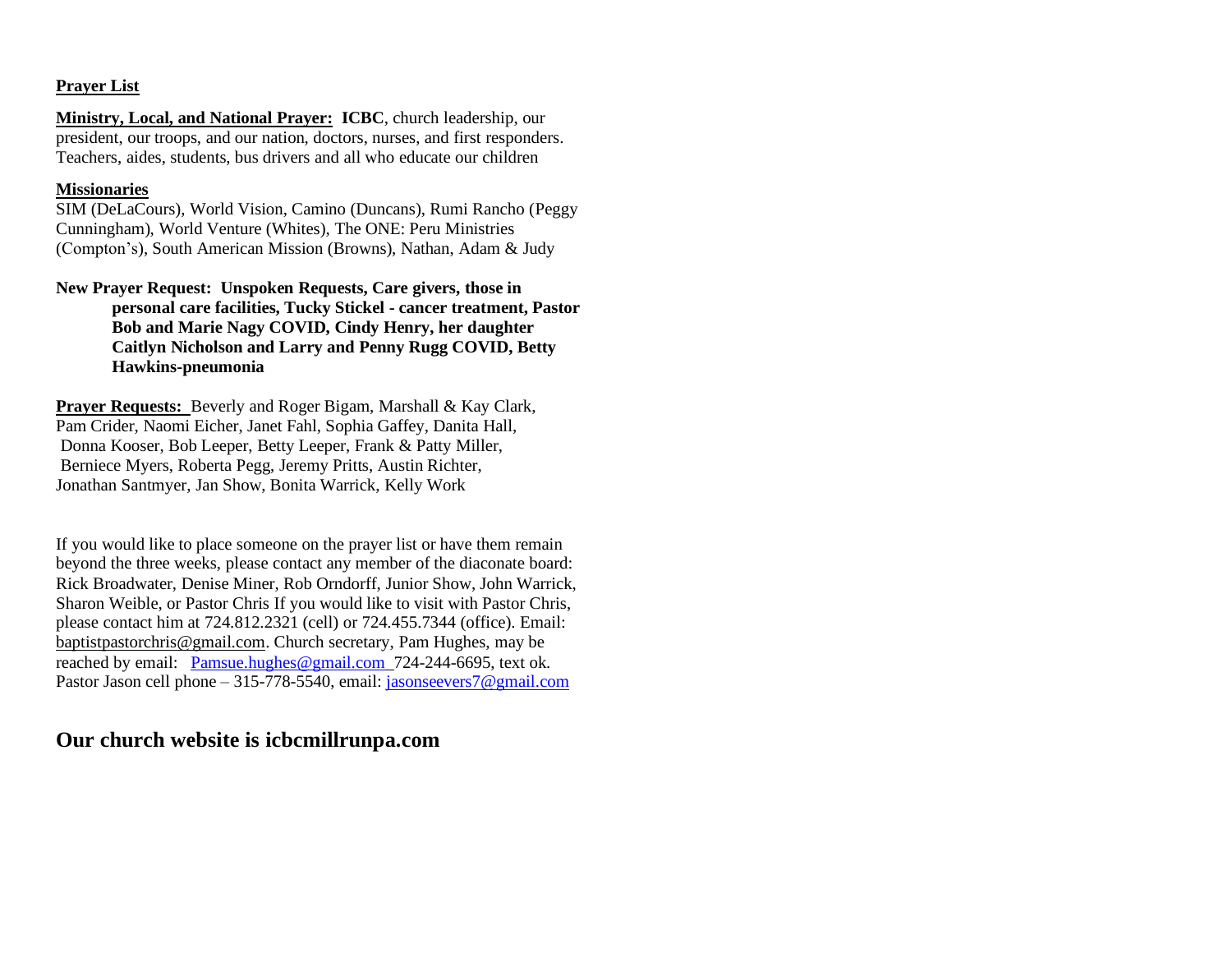**Prayer List**

**Ministry, Local, and National Prayer: ICBC**, church leadership, our president, our troops, and our nation, doctors, nurses, and first responders. Teachers, aides, students, bus drivers and all who educate our children

**Missionaries**

SIM (DeLaCours), World Vision, Camino (Duncans), Rumi Rancho (Peggy Cunningham), World Venture (Whites), The ONE: Peru Ministries (Compton's), South American Mission (Browns), Nathan, Adam & Judy

**New Prayer Request: Unspoken Requests, Care givers, those in personal care facilities, Tucky Stickel - cancer treatment, Pastor Bob and Marie Nagy COVID, Cindy Henry, her daughter Caitlyn Nicholson and Larry and Penny Rugg COVID, Betty Hawkins-pneumonia**

**Prayer Requests:** Beverly and Roger Bigam, Marshall & Kay Clark, Pam Crider, Naomi Eicher, Janet Fahl, Sophia Gaffey, Danita Hall, Donna Kooser, Bob Leeper, Betty Leeper, Frank & Patty Miller, Berniece Myers, Roberta Pegg, Jeremy Pritts, Austin Richter, Jonathan Santmyer, Jan Show, Bonita Warrick, Kelly Work

If you would like to place someone on the prayer list or have them remain beyond the three weeks, please contact any member of the diaconate board: Rick Broadwater, Denise Miner, Rob Orndorff, Junior Show, John Warrick, Sharon Weible, or Pastor Chris If you would like to visit with Pastor Chris, please contact him at 724.812.2321 (cell) or 724.455.7344 (office). Email: baptistpastorchris@gmail.com. Church secretary, Pam Hughes, may be reached by email: Pamsue.hughes@gmail.com 724-244-6695, text ok. Pastor Jason cell phone – 315-778-5540, email: jasonseevers7@gmail.com

## Our church website is icbcmillrunpa.com